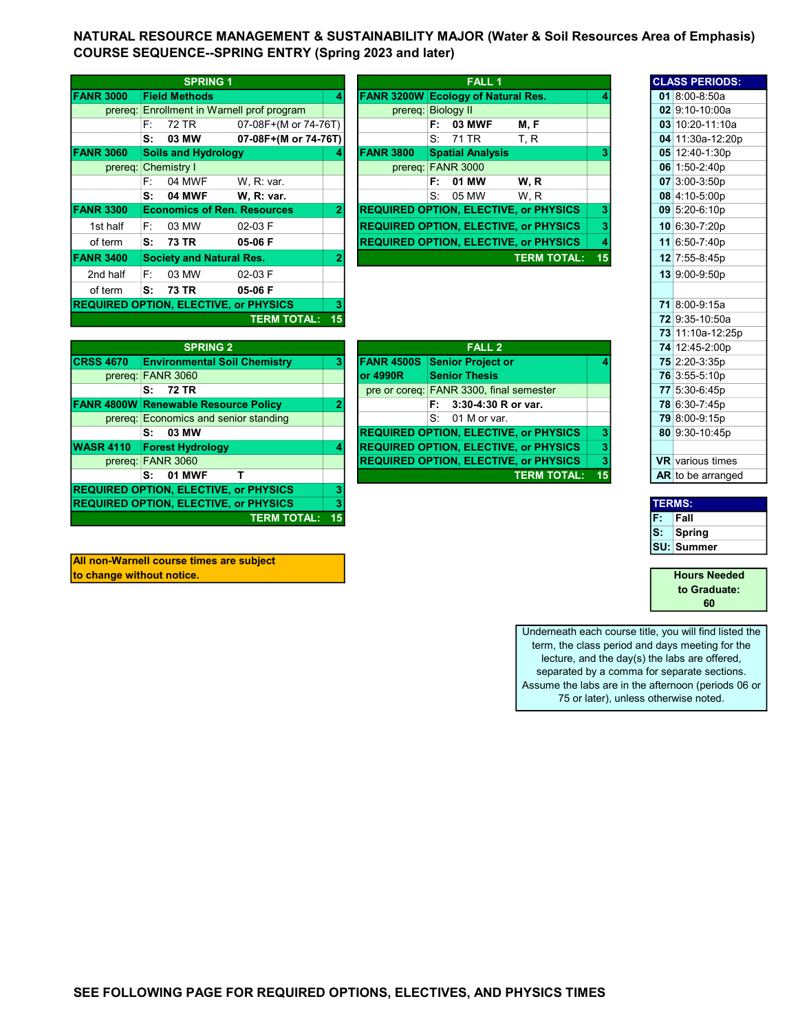# NATURAL RESOURCE MANAGEMENT & SUSTAINABILITY MAJOR (Water & Soil Resources Area of Emphasis)
## COURSE SEQUENCE--SPRING ENTRY (Spring 2023 and later)

| SPRING 1 | | | | |
|---|---|---|---|---|
| **FANR 3000** | **Field Methods** | | | **4** |
| prereq: | Enrollment in Warnell prof program | | | |
| | F: | 72 TR | 07-08F+(M or 74-76T) | |
| | **S:** | **03 MW** | **07-08F+(M or 74-76T)** | |
| **FANR 3060** | **Soils and Hydrology** | | | **4** |
| prereq: | Chemistry I | | | |
| | F: | 04 MWF | W, R: var. | |
| | **S:** | **04 MWF** | **W, R: var.** | |
| **FANR 3300** | **Economics of Ren. Resources** | | | **2** |
| 1st half | F: | 03 MW | 02-03 F | |
| of term | **S:** | **73 TR** | **05-06 F** | |
| **FANR 3400** | **Society and Natural Res.** | | | **2** |
| 2nd half | F: | 03 MW | 02-03 F | |
| of term | **S:** | **73 TR** | **05-06 F** | |
| **REQUIRED OPTION, ELECTIVE, or PHYSICS** | | | | **3** |
| | | | **TERM TOTAL:** | **15** |

| FALL 1 | | | | |
|---|---|---|---|---|
| **FANR 3200W** | **Ecology of Natural Res.** | | | **4** |
| prereq: | Biology II | | | |
| | **F:** | **03 MWF** | **M, F** | |
| | S: | 71 TR | T, R | |
| **FANR 3800** | **Spatial Analysis** | | | **3** |
| prereq: | FANR 3000 | | | |
| | **F:** | **01 MW** | **W, R** | |
| | S: | 05 MW | W, R | |
| **REQUIRED OPTION, ELECTIVE, or PHYSICS** | | | | **3** |
| **REQUIRED OPTION, ELECTIVE, or PHYSICS** | | | | **3** |
| **REQUIRED OPTION, ELECTIVE, or PHYSICS** | | | | **4** |
| | | | **TERM TOTAL:** | **15** |

| SPRING 2 | | | | |
|---|---|---|---|---|
| **CRSS 4670** | **Environmental Soil Chemistry** | | | **3** |
| prereq: | FANR 3060 | | | |
| | **S:** | **72 TR** | | |
| **FANR 4800W** | **Renewable Resource Policy** | | | **2** |
| prereq: | Economics and senior standing | | | |
| | **S:** | **03 MW** | | |
| **WASR 4110** | **Forest Hydrology** | | | **4** |
| prereq: | FANR 3060 | | | |
| | **S:** | **01 MWF** | **T** | |
| **REQUIRED OPTION, ELECTIVE, or PHYSICS** | | | | **3** |
| **REQUIRED OPTION, ELECTIVE, or PHYSICS** | | | | **3** |
| | | | **TERM TOTAL:** | **15** |

| FALL 2 | | | | |
|---|---|---|---|---|
| **FANR 4500S or 4990R** | **Senior Project or Senior Thesis** | | | **4** |
| pre or coreq: | FANR 3300, final semester | | | |
| | **F:** | **3:30-4:30 R or var.** | | |
| | S: | 01 M or var. | | |
| **REQUIRED OPTION, ELECTIVE, or PHYSICS** | | | | **3** |
| **REQUIRED OPTION, ELECTIVE, or PHYSICS** | | | | **3** |
| **REQUIRED OPTION, ELECTIVE, or PHYSICS** | | | | **3** |
| | | | **TERM TOTAL:** | **15** |

**All non-Warnell course times are subject to change without notice.**

| CLASS PERIODS: | |
|---|---|
| **01** | 8:00-8:50a |
| **02** | 9:10-10:00a |
| **03** | 10:20-11:10a |
| **04** | 11:30a-12:20p |
| **05** | 12:40-1:30p |
| **06** | 1:50-2:40p |
| **07** | 3:00-3:50p |
| **08** | 4:10-5:00p |
| **09** | 5:20-6:10p |
| **10** | 6:30-7:20p |
| **11** | 6:50-7:40p |
| **12** | 7:55-8:45p |
| **13** | 9:00-9:50p |
| **71** | 8:00-9:15a |
| **72** | 9:35-10:50a |
| **73** | 11:10a-12:25p |
| **74** | 12:45-2:00p |
| **75** | 2:20-3:35p |
| **76** | 3:55-5:10p |
| **77** | 5:30-6:45p |
| **78** | 6:30-7:45p |
| **79** | 8:00-9:15p |
| **80** | 9:30-10:45p |
| **VR** | various times |
| **AR** | to be arranged |

| TERMS: | |
|---|---|
| **F:** | **Fall** |
| **S:** | **Spring** |
| **SU:** | **Summer** |

**Hours Needed to Graduate: 60**

Underneath each course title, you will find listed the term, the class period and days meeting for the lecture, and the day(s) the labs are offered, separated by a comma for separate sections. Assume the labs are in the afternoon (periods 06 or 75 or later), unless otherwise noted.

**SEE FOLLOWING PAGE FOR REQUIRED OPTIONS, ELECTIVES, AND PHYSICS TIMES**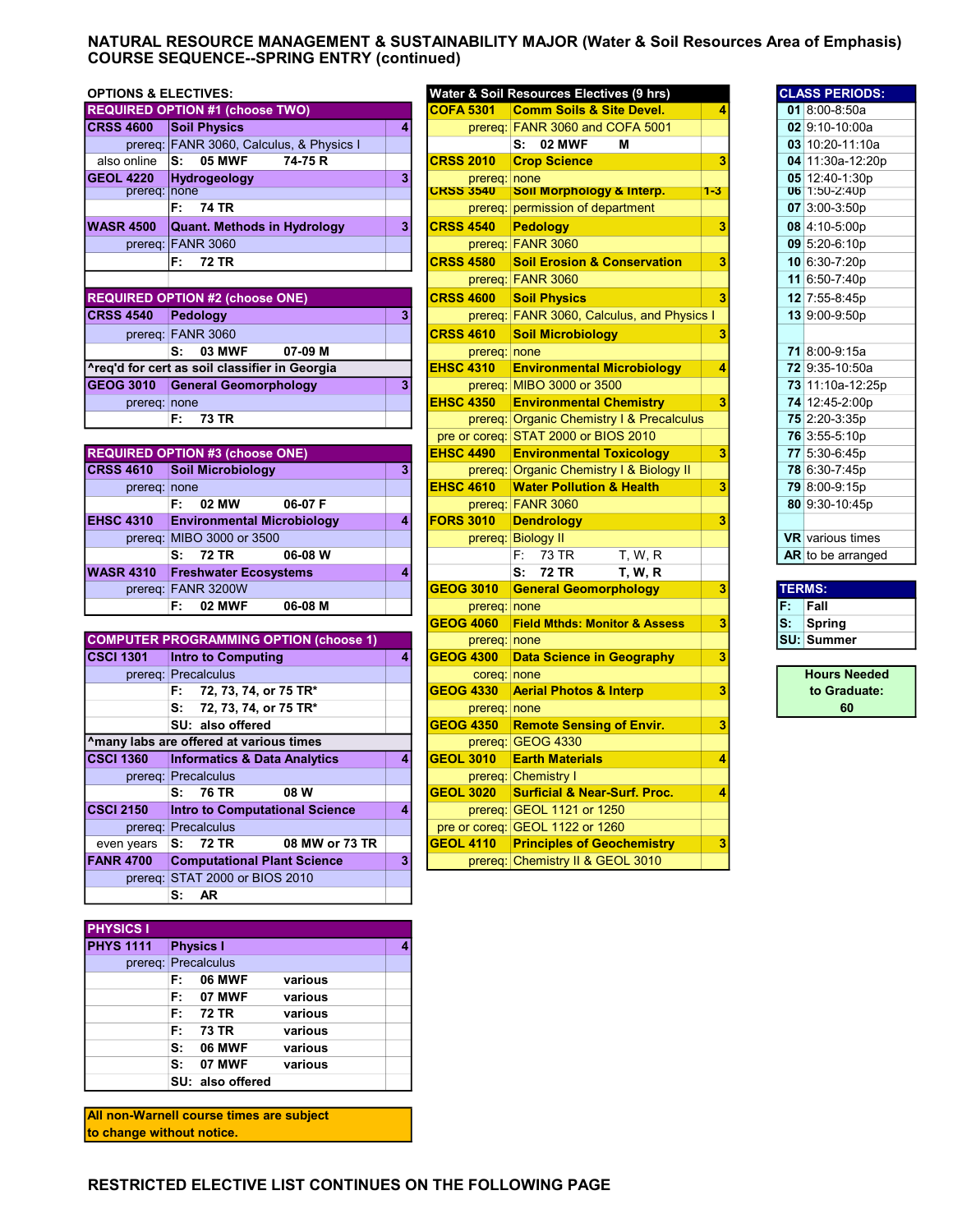# NATURAL RESOURCE MANAGEMENT & SUSTAINABILITY MAJOR (Water & Soil Resources Area of Emphasis)
## COURSE SEQUENCE--SPRING ENTRY (continued)

### OPTIONS & ELECTIVES:

| REQUIRED OPTION #1 (choose TWO) | | |
|---|---|---|
| CRSS 4600 | Soil Physics | 4 |
| prereq: | FANR 3060, Calculus, & Physics I | |
| also online | S: 05 MWF 74-75 R | |
| GEOL 4220 | Hydrogeology | 3 |
| prereq: | none | |
| | F: 74 TR | |
| WASR 4500 | Quant. Methods in Hydrology | 3 |
| prereq: | FANR 3060 | |
| | F: 72 TR | |

| REQUIRED OPTION #2 (choose ONE) | | |
|---|---|---|
| CRSS 4540 | Pedology | 3 |
| prereq: | FANR 3060 | |
| | S: 03 MWF 07-09 M | |
| ^req'd for cert as soil classifier in Georgia | | |
| GEOG 3010 | General Geomorphology | 3 |
| prereq: | none | |
| | F: 73 TR | |

| REQUIRED OPTION #3 (choose ONE) | | |
|---|---|---|
| CRSS 4610 | Soil Microbiology | 3 |
| prereq: | none | |
| | F: 02 MW 06-07 F | |
| EHSC 4310 | Environmental Microbiology | 4 |
| prereq: | MIBO 3000 or 3500 | |
| | S: 72 TR 06-08 W | |
| WASR 4310 | Freshwater Ecosystems | 4 |
| prereq: | FANR 3200W | |
| | F: 02 MWF 06-08 M | |

| COMPUTER PROGRAMMING OPTION (choose 1) | | |
|---|---|---|
| CSCI 1301 | Intro to Computing | 4 |
| prereq: | Precalculus | |
| | F: 72, 73, 74, or 75 TR* | |
| | S: 72, 73, 74, or 75 TR* | |
| | SU: also offered | |
| ^many labs are offered at various times | | |
| CSCI 1360 | Informatics & Data Analytics | 4 |
| prereq: | Precalculus | |
| | S: 76 TR 08 W | |
| CSCI 2150 | Intro to Computational Science | 4 |
| prereq: | Precalculus | |
| even years | S: 72 TR 08 MW or 73 TR | |
| FANR 4700 | Computational Plant Science | 3 |
| prereq: | STAT 2000 or BIOS 2010 | |
| | S: AR | |

| PHYSICS I | | |
|---|---|---|
| PHYS 1111 | Physics I | 4 |
| prereq: | Precalculus | |
| | F: 06 MWF various | |
| | F: 07 MWF various | |
| | F: 72 TR various | |
| | F: 73 TR various | |
| | S: 06 MWF various | |
| | S: 07 MWF various | |
| | SU: also offered | |

**All non-Warnell course times are subject to change without notice.**

| Water & Soil Resources Electives (9 hrs) | | |
|---|---|---|
| COFA 5301 | Comm Soils & Site Devel. | 4 |
| prereq: | FANR 3060 and COFA 5001 | |
| | S: 02 MWF M | |
| CRSS 2010 | Crop Science | 3 |
| prereq: | none | |
| CRSS 3540 | Soil Morphology & Interp. | 1-3 |
| prereq: | permission of department | |
| CRSS 4540 | Pedology | 3 |
| prereq: | FANR 3060 | |
| CRSS 4580 | Soil Erosion & Conservation | 3 |
| prereq: | FANR 3060 | |
| CRSS 4600 | Soil Physics | 3 |
| prereq: | FANR 3060, Calculus, and Physics I | |
| CRSS 4610 | Soil Microbiology | 3 |
| prereq: | none | |
| EHSC 4310 | Environmental Microbiology | 4 |
| prereq: | MIBO 3000 or 3500 | |
| EHSC 4350 | Environmental Chemistry | 3 |
| prereq: | Organic Chemistry I & Precalculus | |
| pre or coreq: | STAT 2000 or BIOS 2010 | |
| EHSC 4490 | Environmental Toxicology | 3 |
| prereq: | Organic Chemistry I & Biology II | |
| EHSC 4610 | Water Pollution & Health | 3 |
| prereq: | FANR 3060 | |
| FORS 3010 | Dendrology | 3 |
| prereq: | Biology II | |
| | F: 73 TR T, W, R | |
| | S: 72 TR T, W, R | |
| GEOG 3010 | General Geomorphology | 3 |
| prereq: | none | |
| GEOG 4060 | Field Mthds: Monitor & Assess | 3 |
| prereq: | none | |
| GEOG 4300 | Data Science in Geography | 3 |
| coreq: | none | |
| GEOG 4330 | Aerial Photos & Interp | 3 |
| prereq: | none | |
| GEOG 4350 | Remote Sensing of Envir. | 3 |
| prereq: | GEOG 4330 | |
| GEOL 3010 | Earth Materials | 4 |
| prereq: | Chemistry I | |
| GEOL 3020 | Surficial & Near-Surf. Proc. | 4 |
| prereq: | GEOL 1121 or 1250 | |
| pre or coreq: | GEOL 1122 or 1260 | |
| GEOL 4110 | Principles of Geochemistry | 3 |
| prereq: | Chemistry II & GEOL 3010 | |

| CLASS PERIODS: | |
|---|---|
| 01 | 8:00-8:50a |
| 02 | 9:10-10:00a |
| 03 | 10:20-11:10a |
| 04 | 11:30a-12:20p |
| 05 | 12:40-1:30p |
| 06 | 1:50-2:40p |
| 07 | 3:00-3:50p |
| 08 | 4:10-5:00p |
| 09 | 5:20-6:10p |
| 10 | 6:30-7:20p |
| 11 | 6:50-7:40p |
| 12 | 7:55-8:45p |
| 13 | 9:00-9:50p |
| 71 | 8:00-9:15a |
| 72 | 9:35-10:50a |
| 73 | 11:10a-12:25p |
| 74 | 12:45-2:00p |
| 75 | 2:20-3:35p |
| 76 | 3:55-5:10p |
| 77 | 5:30-6:45p |
| 78 | 6:30-7:45p |
| 79 | 8:00-9:15p |
| 80 | 9:30-10:45p |
| VR | various times |
| AR | to be arranged |

| TERMS: | |
|---|---|
| F: | Fall |
| S: | Spring |
| SU: | Summer |

**Hours Needed to Graduate: 60**

**RESTRICTED ELECTIVE LIST CONTINUES ON THE FOLLOWING PAGE**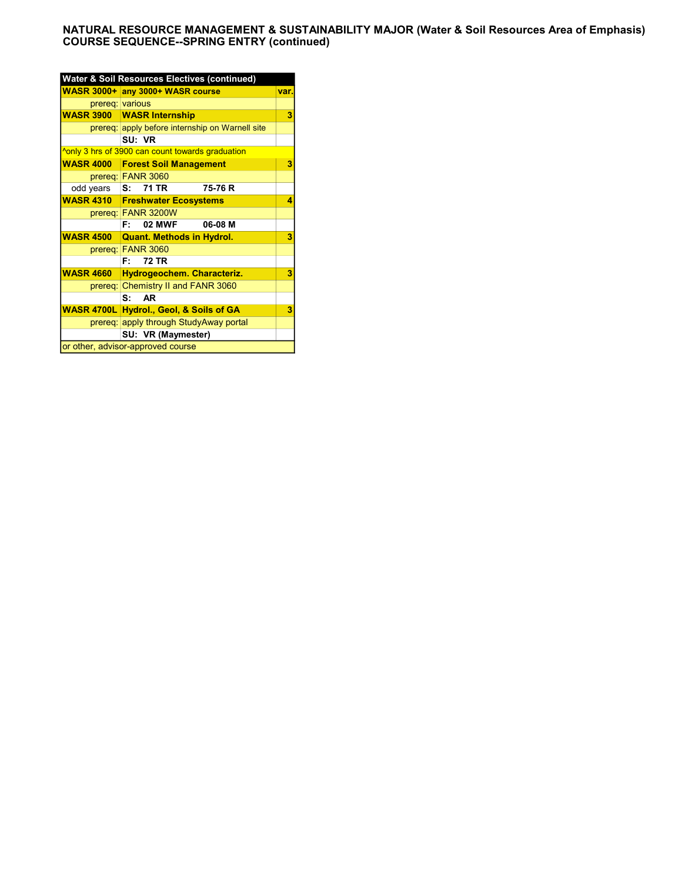**NATURAL RESOURCE MANAGEMENT & SUSTAINABILITY MAJOR (Water & Soil Resources Area of Emphasis)**
**COURSE SEQUENCE--SPRING ENTRY (continued)**

| Water & Soil Resources Electives (continued) | | |
|---|---|---|
| **WASR 3000+** | **any 3000+ WASR course** | **var.** |
| prereq: | various | |
| **WASR 3900** | **WASR Internship** | **3** |
| prereq: | apply before internship on Warnell site | |
| | **SU: VR** | |
| ^only 3 hrs of 3900 can count towards graduation | | |
| **WASR 4000** | **Forest Soil Management** | **3** |
| prereq: | FANR 3060 | |
| odd years | **S: 71 TR 75-76 R** | |
| **WASR 4310** | **Freshwater Ecosystems** | **4** |
| prereq: | FANR 3200W | |
| | **F: 02 MWF 06-08 M** | |
| **WASR 4500** | **Quant. Methods in Hydrol.** | **3** |
| prereq: | FANR 3060 | |
| | **F: 72 TR** | |
| **WASR 4660** | **Hydrogeochem. Characteriz.** | **3** |
| prereq: | Chemistry II and FANR 3060 | |
| | **S: AR** | |
| **WASR 4700L** | **Hydrol., Geol, & Soils of GA** | **3** |
| prereq: | apply through StudyAway portal | |
| | **SU: VR (Maymester)** | |
| or other, advisor-approved course | | |